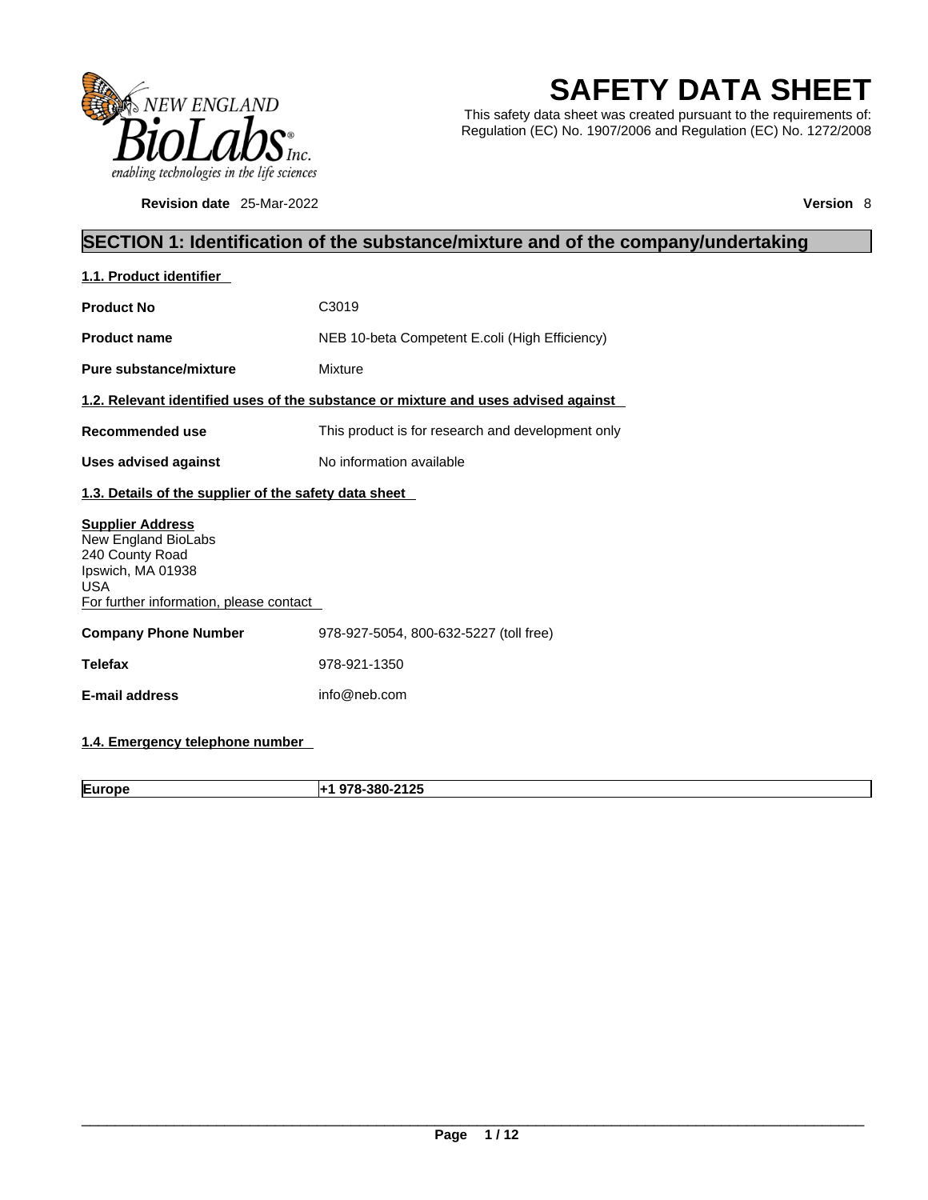# SAFETY DATA SHEET

This safety data sheet was created pursuant to the requirements of: Regulation (EC) No. 1907/2006 and Regulation (EC) No. 1272/2008

**Revision date** 25-Mar-2022

**Version** 8

## SECTION 1: Identification of the substance/mixture and of the company/undertaking

### 1.1. Product identifier

| | |
|---|---|
| **Product No** | C3019 |
| **Product name** | NEB 10-beta Competent E.coli (High Efficiency) |
| **Pure substance/mixture** | Mixture |

### 1.2. Relevant identified uses of the substance or mixture and uses advised against

| | |
|---|---|
| **Recommended use** | This product is for research and development only |
| **Uses advised against** | No information available |

### 1.3. Details of the supplier of the safety data sheet

**Supplier Address**
New England BioLabs
240 County Road
Ipswich, MA 01938
USA
For further information, please contact

| | |
|---|---|
| **Company Phone Number** | 978-927-5054, 800-632-5227 (toll free) |
| **Telefax** | 978-921-1350 |
| **E-mail address** | info@neb.com |

### 1.4. Emergency telephone number

| | |
|---|---|
| **Europe** | **+1 978-380-2125** |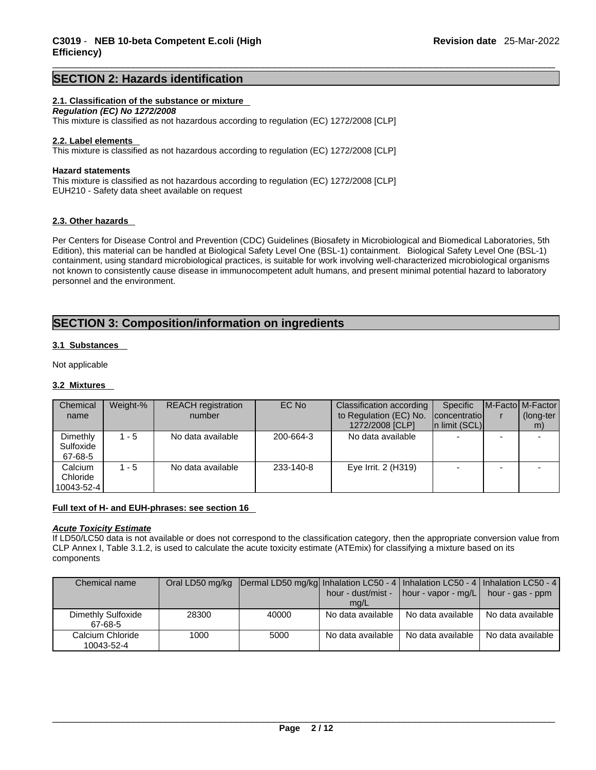## SECTION 2: Hazards identification

### 2.1. Classification of the substance or mixture

***Regulation (EC) No 1272/2008***

This mixture is classified as not hazardous according to regulation (EC) 1272/2008 [CLP]

### 2.2. Label elements

This mixture is classified as not hazardous according to regulation (EC) 1272/2008 [CLP]

**Hazard statements**

This mixture is classified as not hazardous according to regulation (EC) 1272/2008 [CLP]
EUH210 - Safety data sheet available on request

### 2.3. Other hazards

Per Centers for Disease Control and Prevention (CDC) Guidelines (Biosafety in Microbiological and Biomedical Laboratories, 5th Edition), this material can be handled at Biological Safety Level One (BSL-1) containment. Biological Safety Level One (BSL-1) containment, using standard microbiological practices, is suitable for work involving well-characterized microbiological organisms not known to consistently cause disease in immunocompetent adult humans, and present minimal potential hazard to laboratory personnel and the environment.

## SECTION 3: Composition/information on ingredients

### 3.1 Substances

Not applicable

### 3.2 Mixtures

| Chemical name | Weight-% | REACH registration number | EC No | Classification according to Regulation (EC) No. 1272/2008 [CLP] | Specific concentration limit (SCL) | M-Factor | M-Factor (long-term) |
|---|---|---|---|---|---|---|---|
| Dimethly Sulfoxide 67-68-5 | 1 - 5 | No data available | 200-664-3 | No data available | - | - | - |
| Calcium Chloride 10043-52-4 | 1 - 5 | No data available | 233-140-8 | Eye Irrit. 2 (H319) | - | - | - |

**Full text of H- and EUH-phrases: see section 16**

***Acute Toxicity Estimate***

If LD50/LC50 data is not available or does not correspond to the classification category, then the appropriate conversion value from CLP Annex I, Table 3.1.2, is used to calculate the acute toxicity estimate (ATEmix) for classifying a mixture based on its components

| Chemical name | Oral LD50 mg/kg | Dermal LD50 mg/kg | Inhalation LC50 - 4 hour - dust/mist - mg/L | Inhalation LC50 - 4 hour - vapor - mg/L | Inhalation LC50 - 4 hour - gas - ppm |
|---|---|---|---|---|---|
| Dimethly Sulfoxide 67-68-5 | 28300 | 40000 | No data available | No data available | No data available |
| Calcium Chloride 10043-52-4 | 1000 | 5000 | No data available | No data available | No data available |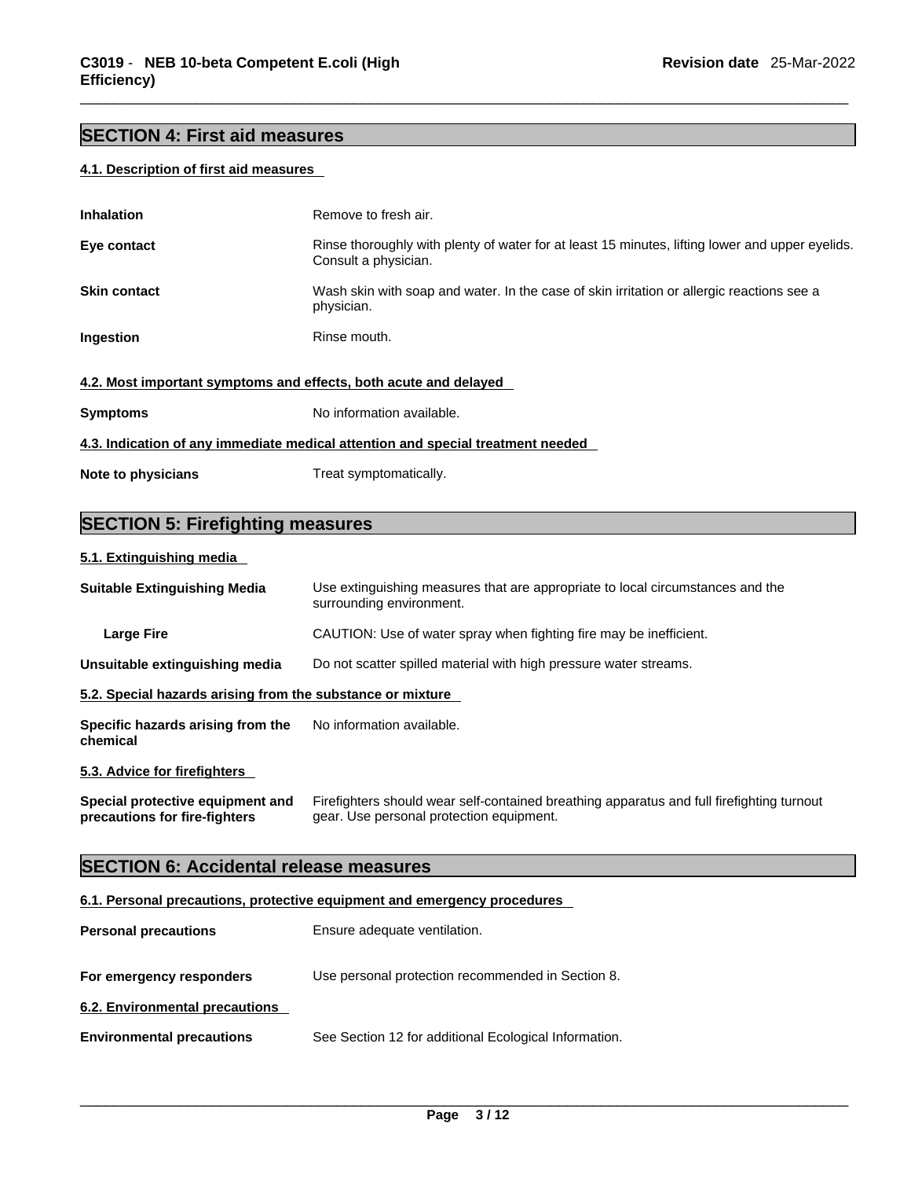## SECTION 4: First aid measures

### 4.1. Description of first aid measures

| | |
|---|---|
| **Inhalation** | Remove to fresh air. |
| **Eye contact** | Rinse thoroughly with plenty of water for at least 15 minutes, lifting lower and upper eyelids. Consult a physician. |
| **Skin contact** | Wash skin with soap and water. In the case of skin irritation or allergic reactions see a physician. |
| **Ingestion** | Rinse mouth. |

### 4.2. Most important symptoms and effects, both acute and delayed

| | |
|---|---|
| **Symptoms** | No information available. |

### 4.3. Indication of any immediate medical attention and special treatment needed

| | |
|---|---|
| **Note to physicians** | Treat symptomatically. |

## SECTION 5: Firefighting measures

### 5.1. Extinguishing media

| | |
|---|---|
| **Suitable Extinguishing Media** | Use extinguishing measures that are appropriate to local circumstances and the surrounding environment. |
| **Large Fire** | CAUTION: Use of water spray when fighting fire may be inefficient. |
| **Unsuitable extinguishing media** | Do not scatter spilled material with high pressure water streams. |

### 5.2. Special hazards arising from the substance or mixture

| | |
|---|---|
| **Specific hazards arising from the chemical** | No information available. |

### 5.3. Advice for firefighters

| | |
|---|---|
| **Special protective equipment and precautions for fire-fighters** | Firefighters should wear self-contained breathing apparatus and full firefighting turnout gear. Use personal protection equipment. |

## SECTION 6: Accidental release measures

### 6.1. Personal precautions, protective equipment and emergency procedures

| | |
|---|---|
| **Personal precautions** | Ensure adequate ventilation. |
| **For emergency responders** | Use personal protection recommended in Section 8. |

### 6.2. Environmental precautions

| | |
|---|---|
| **Environmental precautions** | See Section 12 for additional Ecological Information. |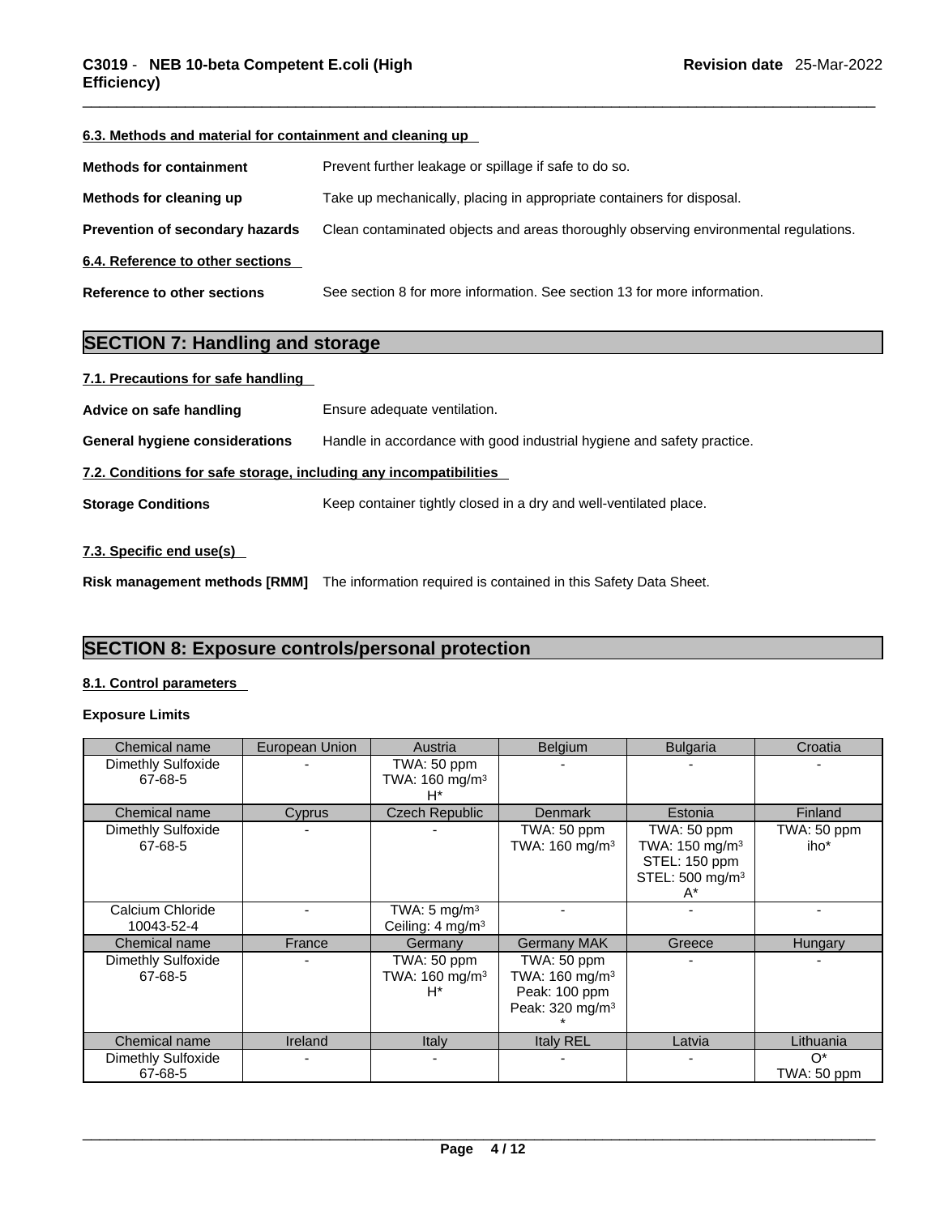#### 6.3. Methods and material for containment and cleaning up

**Methods for containment** Prevent further leakage or spillage if safe to do so.

**Methods for cleaning up** Take up mechanically, placing in appropriate containers for disposal.

**Prevention of secondary hazards** Clean contaminated objects and areas thoroughly observing environmental regulations.

#### 6.4. Reference to other sections

**Reference to other sections** See section 8 for more information. See section 13 for more information.

## SECTION 7: Handling and storage

#### 7.1. Precautions for safe handling

**Advice on safe handling** Ensure adequate ventilation.

**General hygiene considerations** Handle in accordance with good industrial hygiene and safety practice.

#### 7.2. Conditions for safe storage, including any incompatibilities

**Storage Conditions** Keep container tightly closed in a dry and well-ventilated place.

#### 7.3. Specific end use(s)

**Risk management methods [RMM]** The information required is contained in this Safety Data Sheet.

## SECTION 8: Exposure controls/personal protection

#### 8.1. Control parameters

**Exposure Limits**

| Chemical name | European Union | Austria | Belgium | Bulgaria | Croatia |
|---|---|---|---|---|---|
| Dimethly Sulfoxide 67-68-5 | - | TWA: 50 ppm TWA: 160 mg/m³ H* | - | - | - |
| **Chemical name** | **Cyprus** | **Czech Republic** | **Denmark** | **Estonia** | **Finland** |
| Dimethly Sulfoxide 67-68-5 | - | - | TWA: 50 ppm TWA: 160 mg/m³ | TWA: 50 ppm TWA: 150 mg/m³ STEL: 150 ppm STEL: 500 mg/m³ A* | TWA: 50 ppm iho* |
| Calcium Chloride 10043-52-4 | - | TWA: 5 mg/m³ Ceiling: 4 mg/m³ | - | - | - |
| **Chemical name** | **France** | **Germany** | **Germany MAK** | **Greece** | **Hungary** |
| Dimethly Sulfoxide 67-68-5 | - | TWA: 50 ppm TWA: 160 mg/m³ H* | TWA: 50 ppm TWA: 160 mg/m³ Peak: 100 ppm Peak: 320 mg/m³ * | - | - |
| **Chemical name** | **Ireland** | **Italy** | **Italy REL** | **Latvia** | **Lithuania** |
| Dimethly Sulfoxide 67-68-5 | - | - | - | - | O* TWA: 50 ppm |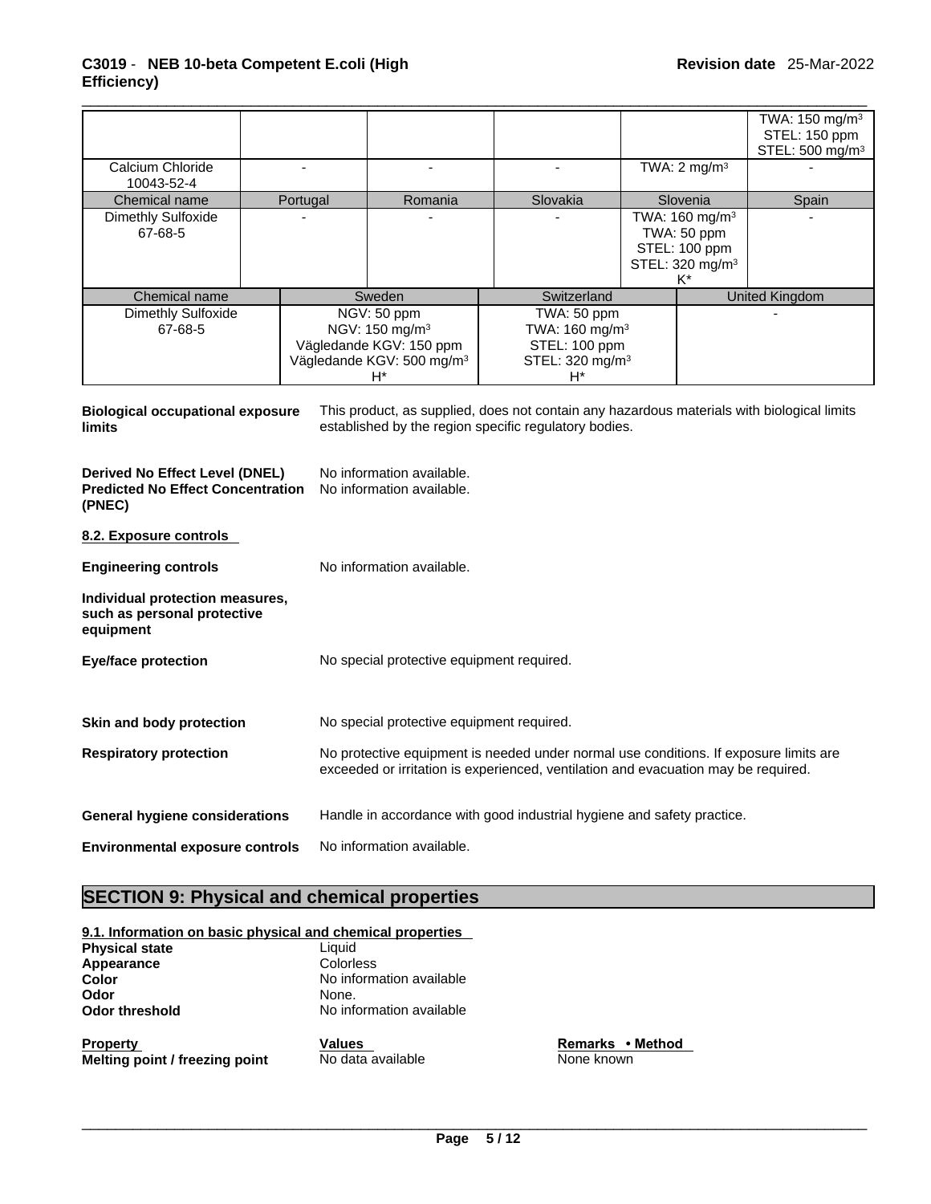| | | | | | TWA: 150 mg/m³ STEL: 150 ppm STEL: 500 mg/m³ |
|---|---|---|---|---|---|
| Calcium Chloride 10043-52-4 | - | - | - | TWA: 2 mg/m³ | - |
| **Chemical name** | **Portugal** | **Romania** | **Slovakia** | **Slovenia** | **Spain** |
| Dimethly Sulfoxide 67-68-5 | - | - | - | TWA: 160 mg/m³ TWA: 50 ppm STEL: 100 ppm STEL: 320 mg/m³ K* | - |

| Chemical name | Sweden | Switzerland | United Kingdom |
|---|---|---|---|
| Dimethly Sulfoxide 67-68-5 | NGV: 50 ppm NGV: 150 mg/m³ Vägledande KGV: 150 ppm Vägledande KGV: 500 mg/m³ H* | TWA: 50 ppm TWA: 160 mg/m³ STEL: 100 ppm STEL: 320 mg/m³ H* | - |

**Biological occupational exposure limits** This product, as supplied, does not contain any hazardous materials with biological limits established by the region specific regulatory bodies.

**Derived No Effect Level (DNEL)** No information available.
**Predicted No Effect Concentration (PNEC)** No information available.

**8.2. Exposure controls**

**Engineering controls** No information available.

**Individual protection measures, such as personal protective equipment**

**Eye/face protection** No special protective equipment required.

**Skin and body protection** No special protective equipment required.

**Respiratory protection** No protective equipment is needed under normal use conditions. If exposure limits are exceeded or irritation is experienced, ventilation and evacuation may be required.

**General hygiene considerations** Handle in accordance with good industrial hygiene and safety practice.

**Environmental exposure controls** No information available.

## SECTION 9: Physical and chemical properties

**9.1. Information on basic physical and chemical properties**

**Physical state** Liquid
**Appearance** Colorless
**Color** No information available
**Odor** None.
**Odor threshold** No information available

| Property | Values | Remarks • Method |
|---|---|---|
| **Melting point / freezing point** | No data available | None known |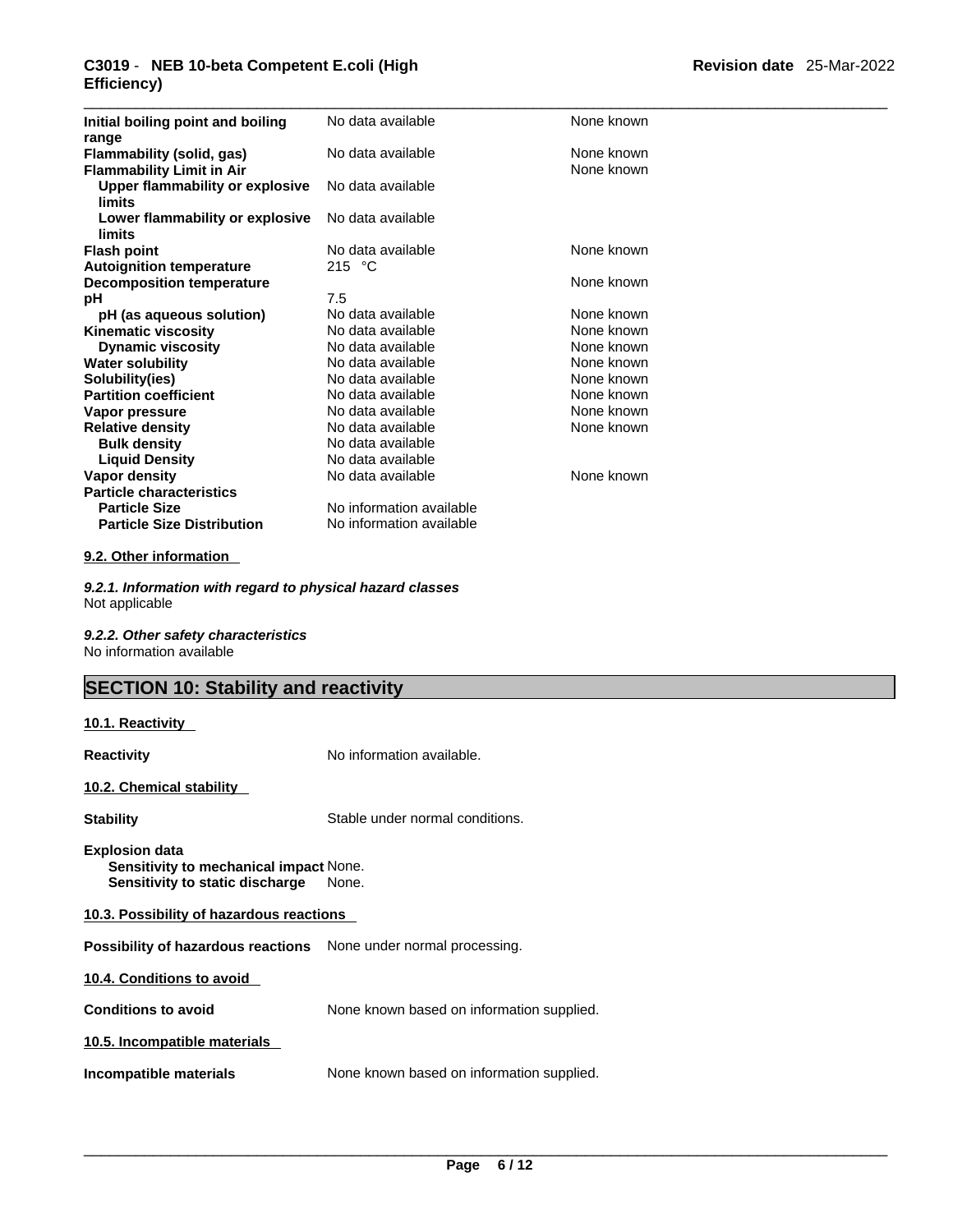| | | |
|---|---|---|
| **Initial boiling point and boiling range** | No data available | None known |
| **Flammability (solid, gas)** | No data available | None known |
| **Flammability Limit in Air** | | None known |
| **Upper flammability or explosive limits** | No data available | |
| **Lower flammability or explosive limits** | No data available | |
| **Flash point** | No data available | None known |
| **Autoignition temperature** | 215 °C | |
| **Decomposition temperature** | | None known |
| **pH** | 7.5 | |
| **pH (as aqueous solution)** | No data available | None known |
| **Kinematic viscosity** | No data available | None known |
| **Dynamic viscosity** | No data available | None known |
| **Water solubility** | No data available | None known |
| **Solubility(ies)** | No data available | None known |
| **Partition coefficient** | No data available | None known |
| **Vapor pressure** | No data available | None known |
| **Relative density** | No data available | None known |
| **Bulk density** | No data available | |
| **Liquid Density** | No data available | |
| **Vapor density** | No data available | None known |
| **Particle characteristics** | | |
| **Particle Size** | No information available | |
| **Particle Size Distribution** | No information available | |

### 9.2. Other information

***9.2.1. Information with regard to physical hazard classes***
Not applicable

***9.2.2. Other safety characteristics***
No information available

## SECTION 10: Stability and reactivity

### 10.1. Reactivity

**Reactivity** No information available.

### 10.2. Chemical stability

**Stability** Stable under normal conditions.

**Explosion data**
**Sensitivity to mechanical impact** None.
**Sensitivity to static discharge** None.

### 10.3. Possibility of hazardous reactions

**Possibility of hazardous reactions** None under normal processing.

### 10.4. Conditions to avoid

**Conditions to avoid** None known based on information supplied.

### 10.5. Incompatible materials

**Incompatible materials** None known based on information supplied.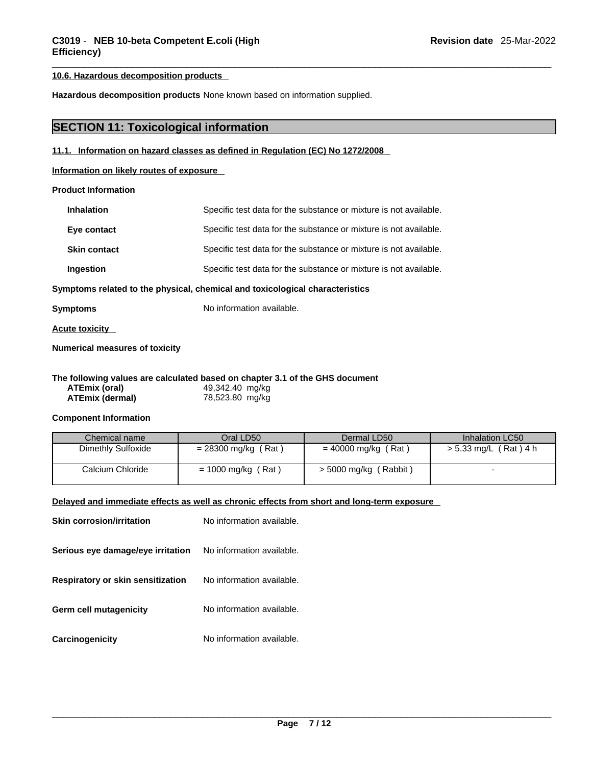#### 10.6. Hazardous decomposition products

**Hazardous decomposition products** None known based on information supplied.

## SECTION 11: Toxicological information

#### 11.1. Information on hazard classes as defined in Regulation (EC) No 1272/2008

#### Information on likely routes of exposure

**Product Information**

| | |
|---|---|
| **Inhalation** | Specific test data for the substance or mixture is not available. |
| **Eye contact** | Specific test data for the substance or mixture is not available. |
| **Skin contact** | Specific test data for the substance or mixture is not available. |
| **Ingestion** | Specific test data for the substance or mixture is not available. |

#### Symptoms related to the physical, chemical and toxicological characteristics

**Symptoms** No information available.

#### Acute toxicity

**Numerical measures of toxicity**

**The following values are calculated based on chapter 3.1 of the GHS document**

| | |
|---|---|
| **ATEmix (oral)** | 49,342.40 mg/kg |
| **ATEmix (dermal)** | 78,523.80 mg/kg |

**Component Information**

| Chemical name | Oral LD50 | Dermal LD50 | Inhalation LC50 |
|---|---|---|---|
| Dimethly Sulfoxide | = 28300 mg/kg ( Rat ) | = 40000 mg/kg ( Rat ) | > 5.33 mg/L ( Rat ) 4 h |
| Calcium Chloride | = 1000 mg/kg ( Rat ) | > 5000 mg/kg ( Rabbit ) | - |

#### Delayed and immediate effects as well as chronic effects from short and long-term exposure

| | |
|---|---|
| **Skin corrosion/irritation** | No information available. |
| **Serious eye damage/eye irritation** | No information available. |
| **Respiratory or skin sensitization** | No information available. |
| **Germ cell mutagenicity** | No information available. |
| **Carcinogenicity** | No information available. |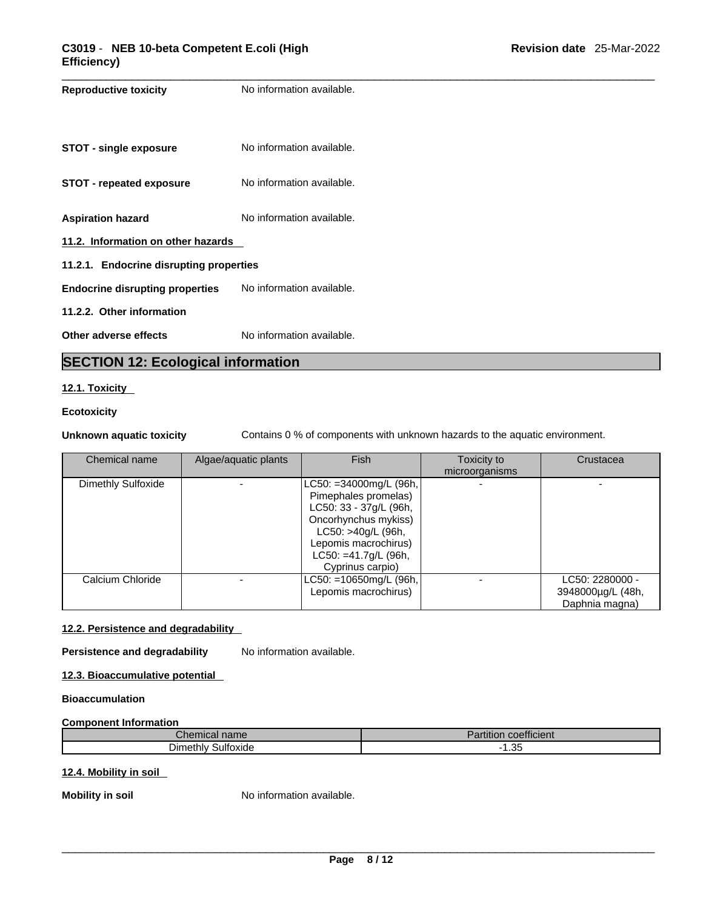**Reproductive toxicity** No information available.

**STOT - single exposure** No information available.

**STOT - repeated exposure** No information available.

**Aspiration hazard** No information available.

**11.2. Information on other hazards**

**11.2.1. Endocrine disrupting properties**

**Endocrine disrupting properties** No information available.

**11.2.2. Other information**

**Other adverse effects** No information available.

## SECTION 12: Ecological information

**12.1. Toxicity**

**Ecotoxicity**

**Unknown aquatic toxicity** Contains 0 % of components with unknown hazards to the aquatic environment.

| Chemical name | Algae/aquatic plants | Fish | Toxicity to microorganisms | Crustacea |
|---|---|---|---|---|
| Dimethly Sulfoxide | - | LC50: =34000mg/L (96h, Pimephales promelas) LC50: 33 - 37g/L (96h, Oncorhynchus mykiss) LC50: >40g/L (96h, Lepomis macrochirus) LC50: =41.7g/L (96h, Cyprinus carpio) | - | - |
| Calcium Chloride | - | LC50: =10650mg/L (96h, Lepomis macrochirus) | - | LC50: 2280000 - 3948000µg/L (48h, Daphnia magna) |

**12.2. Persistence and degradability**

**Persistence and degradability** No information available.

**12.3. Bioaccumulative potential**

**Bioaccumulation**

**Component Information**

| Chemical name | Partition coefficient |
|---|---|
| Dimethly Sulfoxide | -1.35 |

**12.4. Mobility in soil**

**Mobility in soil** No information available.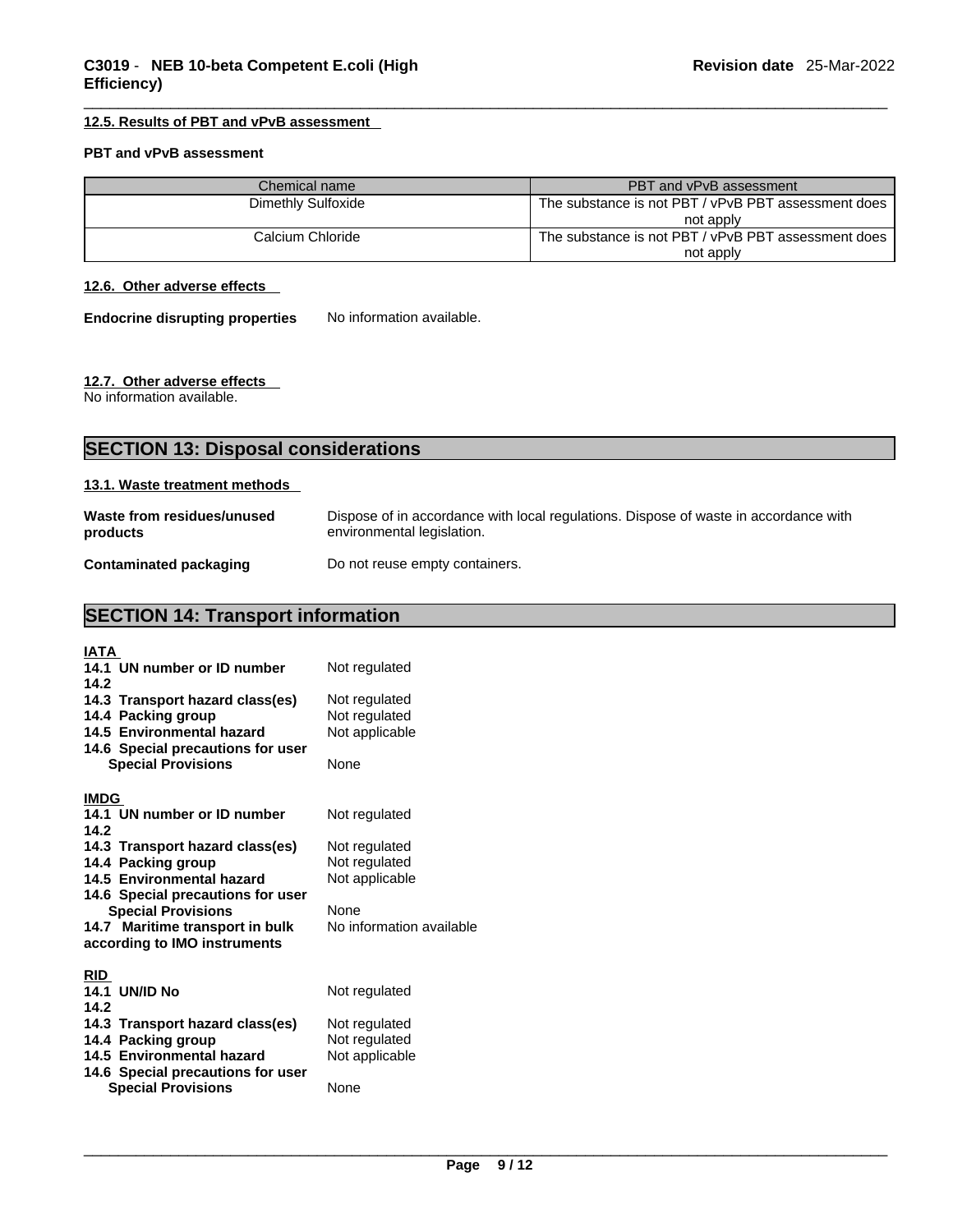#### 12.5. Results of PBT and vPvB assessment

**PBT and vPvB assessment**

| Chemical name | PBT and vPvB assessment |
| --- | --- |
| Dimethly Sulfoxide | The substance is not PBT / vPvB PBT assessment does not apply |
| Calcium Chloride | The substance is not PBT / vPvB PBT assessment does not apply |

#### 12.6. Other adverse effects

**Endocrine disrupting properties** No information available.

#### 12.7. Other adverse effects

No information available.

## SECTION 13: Disposal considerations

#### 13.1. Waste treatment methods

**Waste from residues/unused products** Dispose of in accordance with local regulations. Dispose of waste in accordance with environmental legislation.

**Contaminated packaging** Do not reuse empty containers.

## SECTION 14: Transport information

**IATA**

**14.1 UN number or ID number** Not regulated
**14.2**
**14.3 Transport hazard class(es)** Not regulated
**14.4 Packing group** Not regulated
**14.5 Environmental hazard** Not applicable
**14.6 Special precautions for user**
**Special Provisions** None

**IMDG**

**14.1 UN number or ID number** Not regulated
**14.2**
**14.3 Transport hazard class(es)** Not regulated
**14.4 Packing group** Not regulated
**14.5 Environmental hazard** Not applicable
**14.6 Special precautions for user**
**Special Provisions** None
**14.7 Maritime transport in bulk according to IMO instruments** No information available

**RID**

**14.1 UN/ID No** Not regulated
**14.2**
**14.3 Transport hazard class(es)** Not regulated
**14.4 Packing group** Not regulated
**14.5 Environmental hazard** Not applicable
**14.6 Special precautions for user**
**Special Provisions** None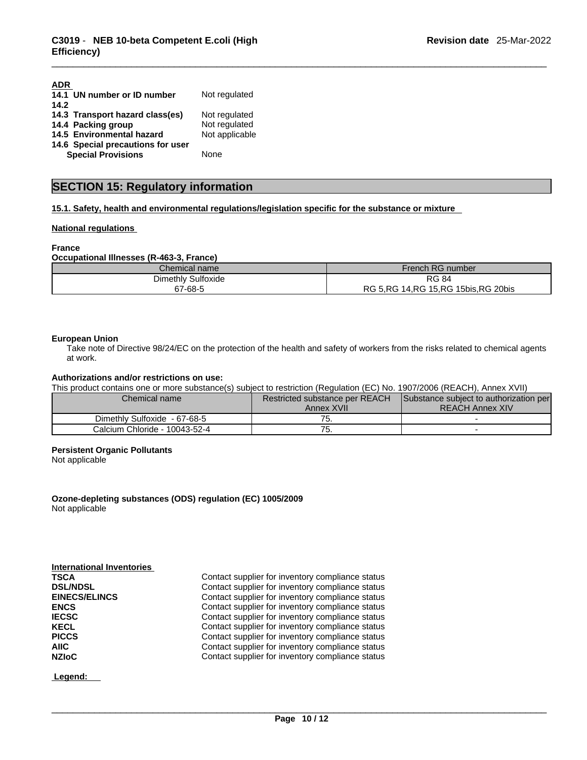**ADR**

| | |
|---|---|
| **14.1 UN number or ID number** | Not regulated |
| **14.2** | |
| **14.3 Transport hazard class(es)** | Not regulated |
| **14.4 Packing group** | Not regulated |
| **14.5 Environmental hazard** | Not applicable |
| **14.6 Special precautions for user** | |
| **Special Provisions** | None |

## SECTION 15: Regulatory information

**15.1. Safety, health and environmental regulations/legislation specific for the substance or mixture**

**National regulations**

**France**

**Occupational Illnesses (R-463-3, France)**

| Chemical name | French RG number |
|---|---|
| Dimethly Sulfoxide<br>67-68-5 | RG 84<br>RG 5,RG 14,RG 15,RG 15bis,RG 20bis |

**European Union**

Take note of Directive 98/24/EC on the protection of the health and safety of workers from the risks related to chemical agents at work.

**Authorizations and/or restrictions on use:**

This product contains one or more substance(s) subject to restriction (Regulation (EC) No. 1907/2006 (REACH), Annex XVII)

| Chemical name | Restricted substance per REACH Annex XVII | Substance subject to authorization per REACH Annex XIV |
|---|---|---|
| Dimethly Sulfoxide - 67-68-5 | 75. | - |
| Calcium Chloride - 10043-52-4 | 75. | - |

**Persistent Organic Pollutants**

Not applicable

**Ozone-depleting substances (ODS) regulation (EC) 1005/2009**

Not applicable

**International Inventories**

| | |
|---|---|
| **TSCA** | Contact supplier for inventory compliance status |
| **DSL/NDSL** | Contact supplier for inventory compliance status |
| **EINECS/ELINCS** | Contact supplier for inventory compliance status |
| **ENCS** | Contact supplier for inventory compliance status |
| **IECSC** | Contact supplier for inventory compliance status |
| **KECL** | Contact supplier for inventory compliance status |
| **PICCS** | Contact supplier for inventory compliance status |
| **AIIC** | Contact supplier for inventory compliance status |
| **NZIoC** | Contact supplier for inventory compliance status |

**Legend:**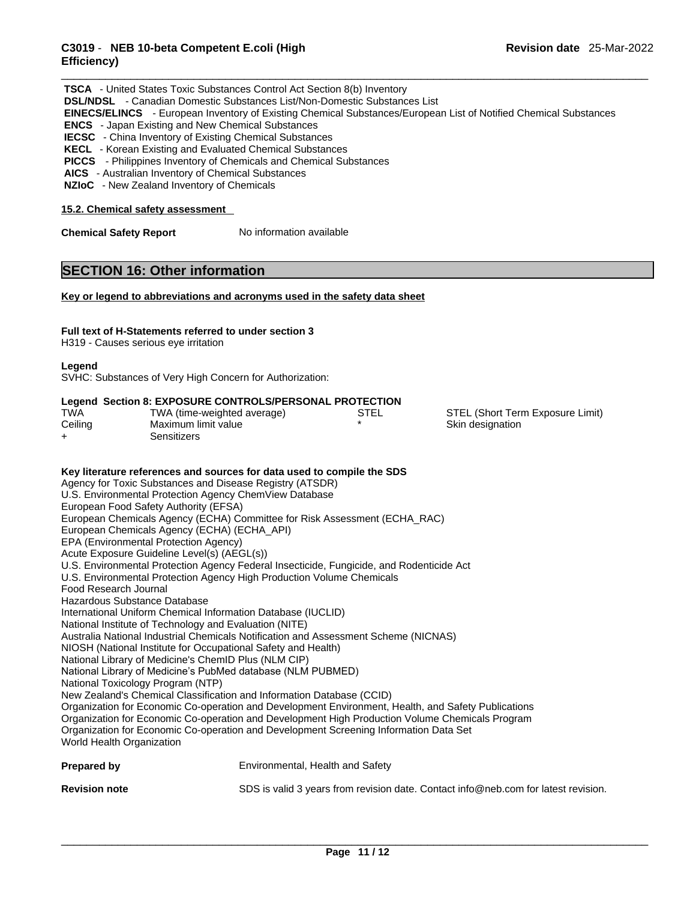**TSCA** - United States Toxic Substances Control Act Section 8(b) Inventory
**DSL/NDSL** - Canadian Domestic Substances List/Non-Domestic Substances List
**EINECS/ELINCS** - European Inventory of Existing Chemical Substances/European List of Notified Chemical Substances
**ENCS** - Japan Existing and New Chemical Substances
**IECSC** - China Inventory of Existing Chemical Substances
**KECL** - Korean Existing and Evaluated Chemical Substances
**PICCS** - Philippines Inventory of Chemicals and Chemical Substances
**AICS** - Australian Inventory of Chemical Substances
**NZIoC** - New Zealand Inventory of Chemicals

**15.2. Chemical safety assessment**

**Chemical Safety Report** No information available

## SECTION 16: Other information

**Key or legend to abbreviations and acronyms used in the safety data sheet**

**Full text of H-Statements referred to under section 3**
H319 - Causes serious eye irritation

**Legend**
SVHC: Substances of Very High Concern for Authorization:

**Legend Section 8: EXPOSURE CONTROLS/PERSONAL PROTECTION**

| | | | |
|---|---|---|---|
| TWA | TWA (time-weighted average) | STEL | STEL (Short Term Exposure Limit) |
| Ceiling | Maximum limit value | * | Skin designation |
| + | Sensitizers | | |

**Key literature references and sources for data used to compile the SDS**
Agency for Toxic Substances and Disease Registry (ATSDR)
U.S. Environmental Protection Agency ChemView Database
European Food Safety Authority (EFSA)
European Chemicals Agency (ECHA) Committee for Risk Assessment (ECHA_RAC)
European Chemicals Agency (ECHA) (ECHA_API)
EPA (Environmental Protection Agency)
Acute Exposure Guideline Level(s) (AEGL(s))
U.S. Environmental Protection Agency Federal Insecticide, Fungicide, and Rodenticide Act
U.S. Environmental Protection Agency High Production Volume Chemicals
Food Research Journal
Hazardous Substance Database
International Uniform Chemical Information Database (IUCLID)
National Institute of Technology and Evaluation (NITE)
Australia National Industrial Chemicals Notification and Assessment Scheme (NICNAS)
NIOSH (National Institute for Occupational Safety and Health)
National Library of Medicine's ChemID Plus (NLM CIP)
National Library of Medicine's PubMed database (NLM PUBMED)
National Toxicology Program (NTP)
New Zealand's Chemical Classification and Information Database (CCID)
Organization for Economic Co-operation and Development Environment, Health, and Safety Publications
Organization for Economic Co-operation and Development High Production Volume Chemicals Program
Organization for Economic Co-operation and Development Screening Information Data Set
World Health Organization

**Prepared by** Environmental, Health and Safety

**Revision note** SDS is valid 3 years from revision date. Contact info@neb.com for latest revision.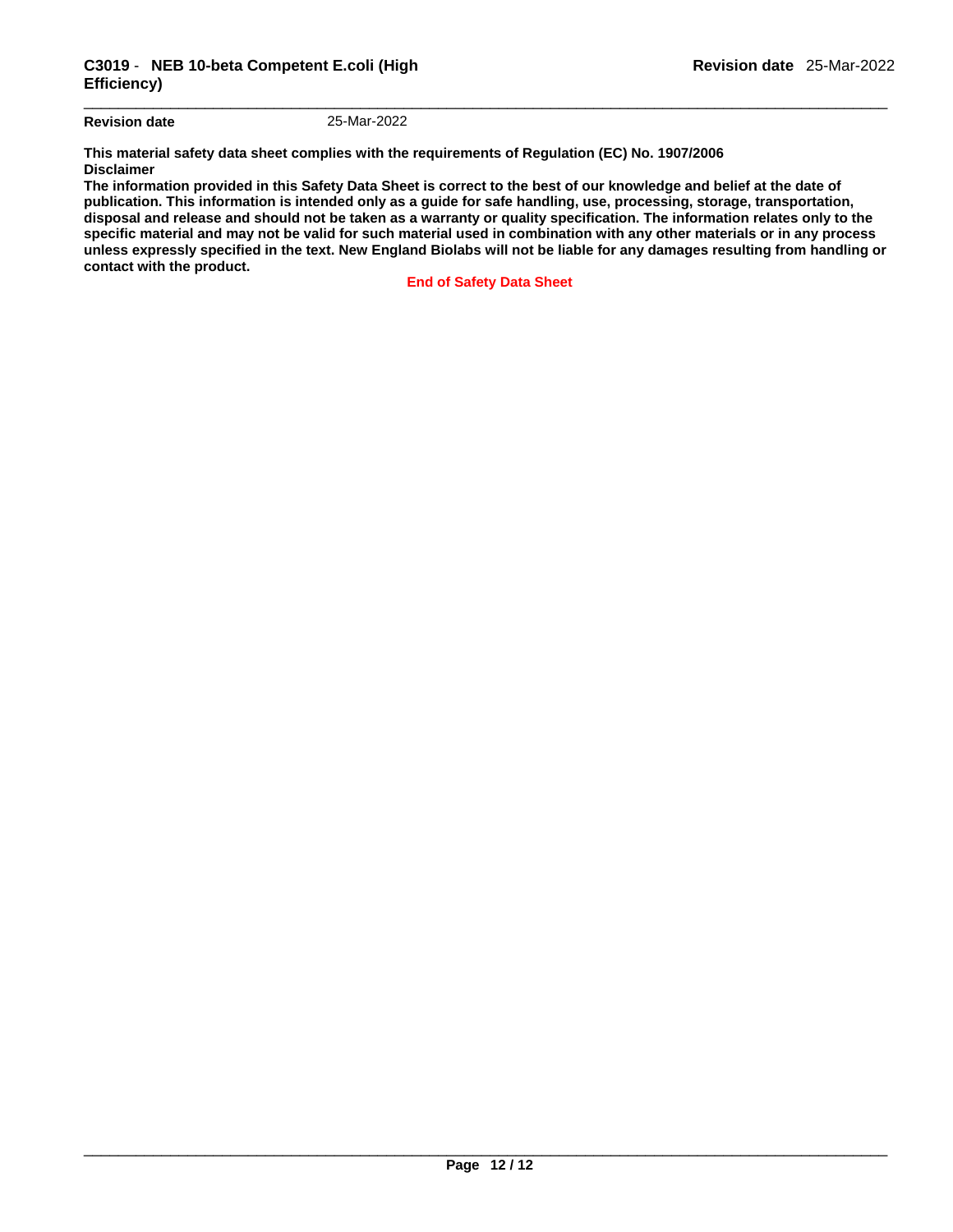**Revision date** 25-Mar-2022

**This material safety data sheet complies with the requirements of Regulation (EC) No. 1907/2006**

**Disclaimer**

**The information provided in this Safety Data Sheet is correct to the best of our knowledge and belief at the date of publication. This information is intended only as a guide for safe handling, use, processing, storage, transportation, disposal and release and should not be taken as a warranty or quality specification. The information relates only to the specific material and may not be valid for such material used in combination with any other materials or in any process unless expressly specified in the text. New England Biolabs will not be liable for any damages resulting from handling or contact with the product.**

**End of Safety Data Sheet**